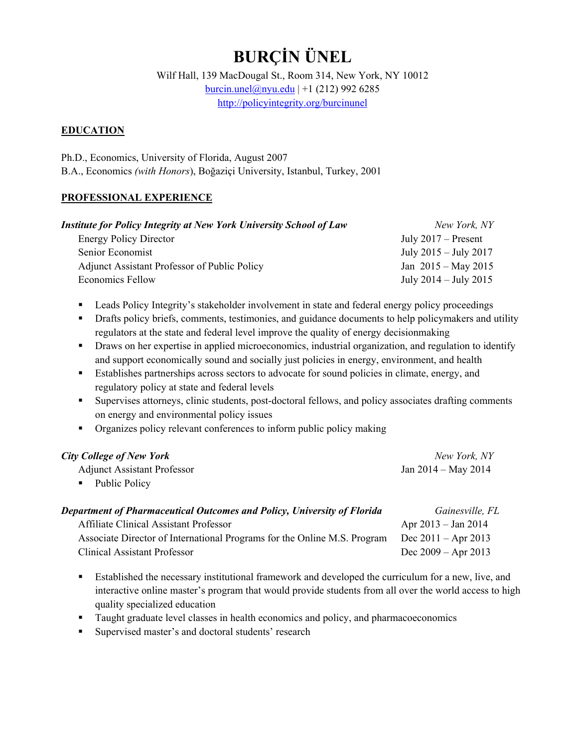# BURÇİN ÜNEL

Wilf Hall, 139 MacDougal St., Room 314, New York, NY 10012
burcin.unel@nyu.edu | +1 (212) 992 6285
http://policyintegrity.org/burcinunel

## EDUCATION

Ph.D., Economics, University of Florida, August 2007
B.A., Economics *(with Honors)*, Boğaziçi University, Istanbul, Turkey, 2001

## PROFESSIONAL EXPERIENCE

***Institute for Policy Integrity at New York University School of Law*** — *New York, NY*

- Energy Policy Director — July 2017 – Present
- Senior Economist — July 2015 – July 2017
- Adjunct Assistant Professor of Public Policy — Jan 2015 – May 2015
- Economics Fellow — July 2014 – July 2015

- Leads Policy Integrity's stakeholder involvement in state and federal energy policy proceedings
- Drafts policy briefs, comments, testimonies, and guidance documents to help policymakers and utility regulators at the state and federal level improve the quality of energy decisionmaking
- Draws on her expertise in applied microeconomics, industrial organization, and regulation to identify and support economically sound and socially just policies in energy, environment, and health
- Establishes partnerships across sectors to advocate for sound policies in climate, energy, and regulatory policy at state and federal levels
- Supervises attorneys, clinic students, post-doctoral fellows, and policy associates drafting comments on energy and environmental policy issues
- Organizes policy relevant conferences to inform public policy making

***City College of New York*** — *New York, NY*

Adjunct Assistant Professor — Jan 2014 – May 2014

- Public Policy

***Department of Pharmaceutical Outcomes and Policy, University of Florida*** — *Gainesville, FL*

- Affiliate Clinical Assistant Professor — Apr 2013 – Jan 2014
- Associate Director of International Programs for the Online M.S. Program — Dec 2011 – Apr 2013
- Clinical Assistant Professor — Dec 2009 – Apr 2013

- Established the necessary institutional framework and developed the curriculum for a new, live, and interactive online master's program that would provide students from all over the world access to high quality specialized education
- Taught graduate level classes in health economics and policy, and pharmacoeconomics
- Supervised master's and doctoral students' research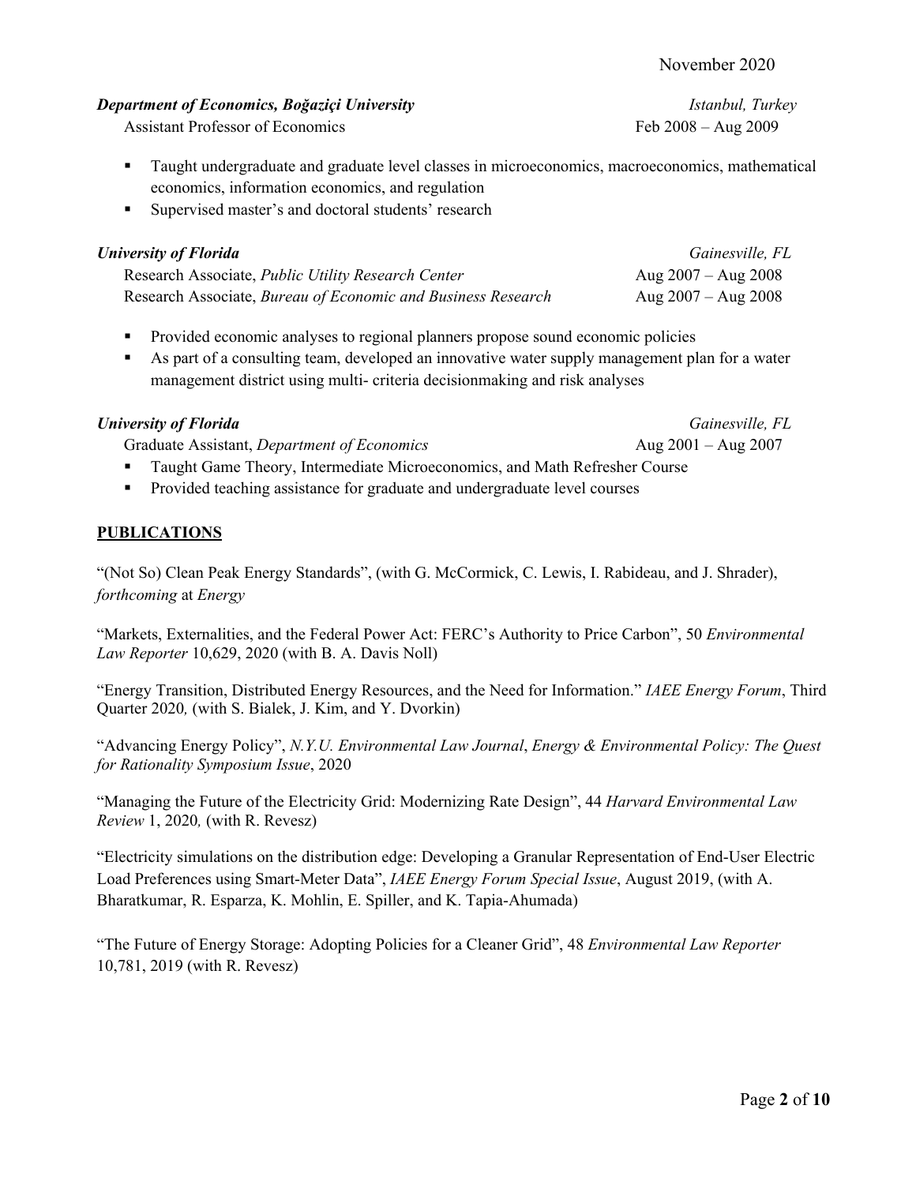November 2020

***Department of Economics, Boğaziçi University*** *Istanbul, Turkey*
Assistant Professor of Economics Feb 2008 – Aug 2009

- Taught undergraduate and graduate level classes in microeconomics, macroeconomics, mathematical economics, information economics, and regulation
- Supervised master's and doctoral students' research

***University of Florida*** *Gainesville, FL*
Research Associate, *Public Utility Research Center* Aug 2007 – Aug 2008
Research Associate, *Bureau of Economic and Business Research* Aug 2007 – Aug 2008

- Provided economic analyses to regional planners propose sound economic policies
- As part of a consulting team, developed an innovative water supply management plan for a water management district using multi- criteria decisionmaking and risk analyses

***University of Florida*** *Gainesville, FL*
Graduate Assistant, *Department of Economics* Aug 2001 – Aug 2007

- Taught Game Theory, Intermediate Microeconomics, and Math Refresher Course
- Provided teaching assistance for graduate and undergraduate level courses

## PUBLICATIONS

"(Not So) Clean Peak Energy Standards", (with G. McCormick, C. Lewis, I. Rabideau, and J. Shrader), *forthcoming* at *Energy*

"Markets, Externalities, and the Federal Power Act: FERC's Authority to Price Carbon", 50 *Environmental Law Reporter* 10,629, 2020 (with B. A. Davis Noll)

"Energy Transition, Distributed Energy Resources, and the Need for Information." *IAEE Energy Forum*, Third Quarter 2020*,* (with S. Bialek, J. Kim, and Y. Dvorkin)

"Advancing Energy Policy", *N.Y.U. Environmental Law Journal*, *Energy & Environmental Policy: The Quest for Rationality Symposium Issue*, 2020

"Managing the Future of the Electricity Grid: Modernizing Rate Design", 44 *Harvard Environmental Law Review* 1, 2020*,* (with R. Revesz)

"Electricity simulations on the distribution edge: Developing a Granular Representation of End-User Electric Load Preferences using Smart-Meter Data", *IAEE Energy Forum Special Issue*, August 2019, (with A. Bharatkumar, R. Esparza, K. Mohlin, E. Spiller, and K. Tapia-Ahumada)

"The Future of Energy Storage: Adopting Policies for a Cleaner Grid", 48 *Environmental Law Reporter* 10,781, 2019 (with R. Revesz)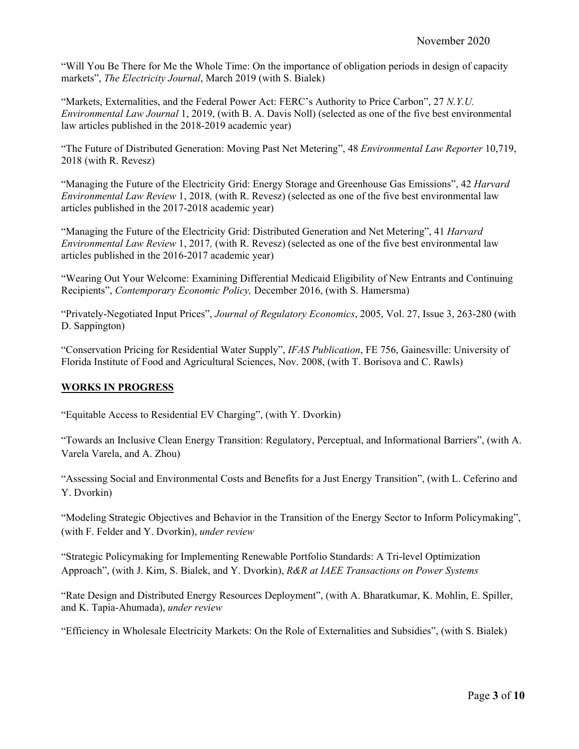“Will You Be There for Me the Whole Time: On the importance of obligation periods in design of capacity markets”, *The Electricity Journal*, March 2019 (with S. Bialek)

“Markets, Externalities, and the Federal Power Act: FERC’s Authority to Price Carbon”, 27 *N.Y.U. Environmental Law Journal* 1, 2019, (with B. A. Davis Noll) (selected as one of the five best environmental law articles published in the 2018-2019 academic year)

“The Future of Distributed Generation: Moving Past Net Metering”, 48 *Environmental Law Reporter* 10,719, 2018 (with R. Revesz)

“Managing the Future of the Electricity Grid: Energy Storage and Greenhouse Gas Emissions”, 42 *Harvard Environmental Law Review* 1, 2018*,* (with R. Revesz) (selected as one of the five best environmental law articles published in the 2017-2018 academic year)

“Managing the Future of the Electricity Grid: Distributed Generation and Net Metering”, 41 *Harvard Environmental Law Review* 1, 2017*,* (with R. Revesz) (selected as one of the five best environmental law articles published in the 2016-2017 academic year)

“Wearing Out Your Welcome: Examining Differential Medicaid Eligibility of New Entrants and Continuing Recipients”, *Contemporary Economic Policy,* December 2016, (with S. Hamersma)

“Privately-Negotiated Input Prices”, *Journal of Regulatory Economics*, 2005, Vol. 27, Issue 3, 263-280 (with D. Sappington)

“Conservation Pricing for Residential Water Supply”, *IFAS Publication*, FE 756, Gainesville: University of Florida Institute of Food and Agricultural Sciences, Nov. 2008, (with T. Borisova and C. Rawls)

## WORKS IN PROGRESS

“Equitable Access to Residential EV Charging”, (with Y. Dvorkin)

“Towards an Inclusive Clean Energy Transition: Regulatory, Perceptual, and Informational Barriers”, (with A. Varela Varela, and A. Zhou)

“Assessing Social and Environmental Costs and Benefits for a Just Energy Transition”, (with L. Ceferino and Y. Dvorkin)

“Modeling Strategic Objectives and Behavior in the Transition of the Energy Sector to Inform Policymaking”, (with F. Felder and Y. Dvorkin), *under review*

“Strategic Policymaking for Implementing Renewable Portfolio Standards: A Tri-level Optimization Approach”, (with J. Kim, S. Bialek, and Y. Dvorkin), *R&R at IAEE Transactions on Power Systems*

“Rate Design and Distributed Energy Resources Deployment”, (with A. Bharatkumar, K. Mohlin, E. Spiller, and K. Tapia-Ahumada), *under review*

“Efficiency in Wholesale Electricity Markets: On the Role of Externalities and Subsidies”, (with S. Bialek)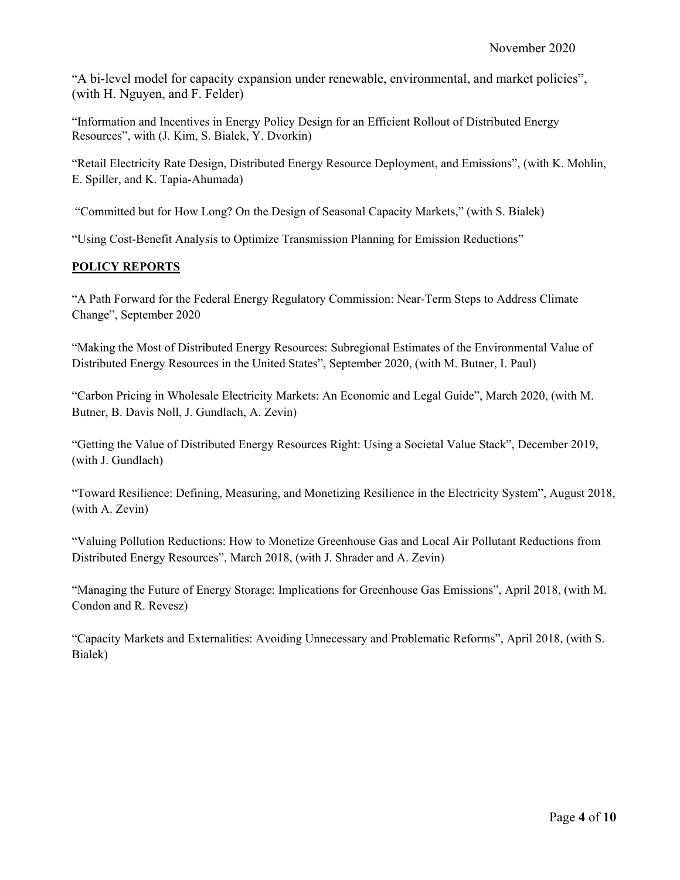"A bi-level model for capacity expansion under renewable, environmental, and market policies", (with H. Nguyen, and F. Felder)

"Information and Incentives in Energy Policy Design for an Efficient Rollout of Distributed Energy Resources", with (J. Kim, S. Bialek, Y. Dvorkin)

"Retail Electricity Rate Design, Distributed Energy Resource Deployment, and Emissions", (with K. Mohlin, E. Spiller, and K. Tapia-Ahumada)

"Committed but for How Long? On the Design of Seasonal Capacity Markets," (with S. Bialek)

"Using Cost-Benefit Analysis to Optimize Transmission Planning for Emission Reductions"

## POLICY REPORTS

"A Path Forward for the Federal Energy Regulatory Commission: Near-Term Steps to Address Climate Change", September 2020

"Making the Most of Distributed Energy Resources: Subregional Estimates of the Environmental Value of Distributed Energy Resources in the United States", September 2020, (with M. Butner, I. Paul)

"Carbon Pricing in Wholesale Electricity Markets: An Economic and Legal Guide", March 2020, (with M. Butner, B. Davis Noll, J. Gundlach, A. Zevin)

"Getting the Value of Distributed Energy Resources Right: Using a Societal Value Stack", December 2019, (with J. Gundlach)

"Toward Resilience: Defining, Measuring, and Monetizing Resilience in the Electricity System", August 2018, (with A. Zevin)

"Valuing Pollution Reductions: How to Monetize Greenhouse Gas and Local Air Pollutant Reductions from Distributed Energy Resources", March 2018, (with J. Shrader and A. Zevin)

"Managing the Future of Energy Storage: Implications for Greenhouse Gas Emissions", April 2018, (with M. Condon and R. Revesz)

"Capacity Markets and Externalities: Avoiding Unnecessary and Problematic Reforms", April 2018, (with S. Bialek)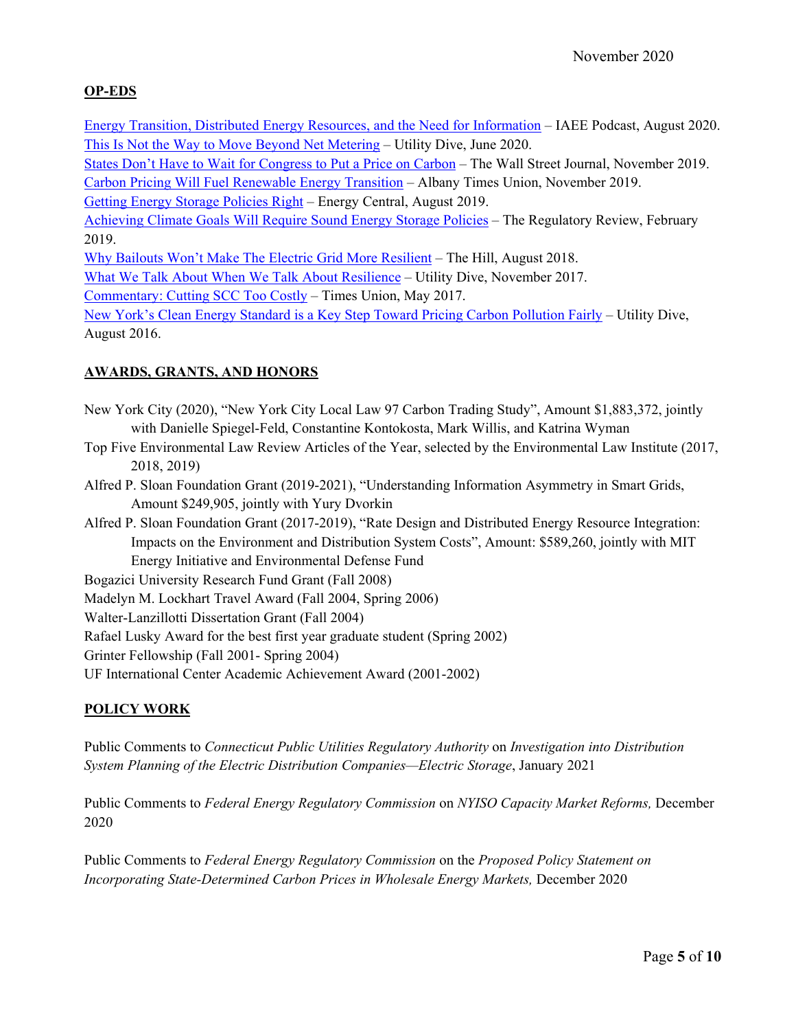## OP-EDS

Energy Transition, Distributed Energy Resources, and the Need for Information – IAEE Podcast, August 2020.
This Is Not the Way to Move Beyond Net Metering – Utility Dive, June 2020.
States Don't Have to Wait for Congress to Put a Price on Carbon – The Wall Street Journal, November 2019.
Carbon Pricing Will Fuel Renewable Energy Transition – Albany Times Union, November 2019.
Getting Energy Storage Policies Right – Energy Central, August 2019.
Achieving Climate Goals Will Require Sound Energy Storage Policies – The Regulatory Review, February 2019.
Why Bailouts Won't Make The Electric Grid More Resilient – The Hill, August 2018.
What We Talk About When We Talk About Resilience – Utility Dive, November 2017.
Commentary: Cutting SCC Too Costly – Times Union, May 2017.
New York's Clean Energy Standard is a Key Step Toward Pricing Carbon Pollution Fairly – Utility Dive, August 2016.

## AWARDS, GRANTS, AND HONORS

New York City (2020), "New York City Local Law 97 Carbon Trading Study", Amount $1,883,372, jointly with Danielle Spiegel-Feld, Constantine Kontokosta, Mark Willis, and Katrina Wyman

Top Five Environmental Law Review Articles of the Year, selected by the Environmental Law Institute (2017, 2018, 2019)

Alfred P. Sloan Foundation Grant (2019-2021), "Understanding Information Asymmetry in Smart Grids, Amount $249,905, jointly with Yury Dvorkin

Alfred P. Sloan Foundation Grant (2017-2019), "Rate Design and Distributed Energy Resource Integration: Impacts on the Environment and Distribution System Costs", Amount: $589,260, jointly with MIT Energy Initiative and Environmental Defense Fund

Bogazici University Research Fund Grant (Fall 2008)

Madelyn M. Lockhart Travel Award (Fall 2004, Spring 2006)

Walter-Lanzillotti Dissertation Grant (Fall 2004)

Rafael Lusky Award for the best first year graduate student (Spring 2002)

Grinter Fellowship (Fall 2001- Spring 2004)

UF International Center Academic Achievement Award (2001-2002)

## POLICY WORK

Public Comments to *Connecticut Public Utilities Regulatory Authority* on *Investigation into Distribution System Planning of the Electric Distribution Companies—Electric Storage*, January 2021

Public Comments to *Federal Energy Regulatory Commission* on *NYISO Capacity Market Reforms,* December 2020

Public Comments to *Federal Energy Regulatory Commission* on the *Proposed Policy Statement on Incorporating State-Determined Carbon Prices in Wholesale Energy Markets,* December 2020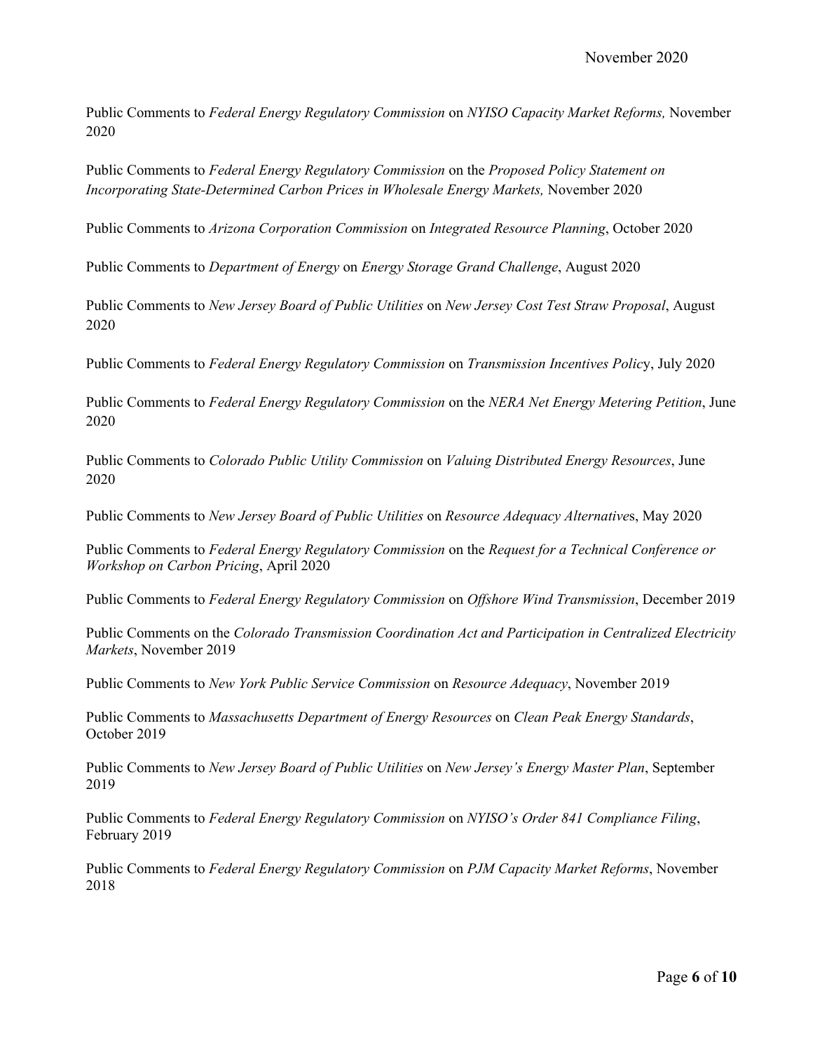Public Comments to *Federal Energy Regulatory Commission* on *NYISO Capacity Market Reforms,* November 2020

Public Comments to *Federal Energy Regulatory Commission* on the *Proposed Policy Statement on Incorporating State-Determined Carbon Prices in Wholesale Energy Markets,* November 2020

Public Comments to *Arizona Corporation Commission* on *Integrated Resource Planning*, October 2020

Public Comments to *Department of Energy* on *Energy Storage Grand Challenge*, August 2020

Public Comments to *New Jersey Board of Public Utilities* on *New Jersey Cost Test Straw Proposal*, August 2020

Public Comments to *Federal Energy Regulatory Commission* on *Transmission Incentives Policy*, July 2020

Public Comments to *Federal Energy Regulatory Commission* on the *NERA Net Energy Metering Petition*, June 2020

Public Comments to *Colorado Public Utility Commission* on *Valuing Distributed Energy Resources*, June 2020

Public Comments to *New Jersey Board of Public Utilities* on *Resource Adequacy Alternatives*, May 2020

Public Comments to *Federal Energy Regulatory Commission* on the *Request for a Technical Conference or Workshop on Carbon Pricing*, April 2020

Public Comments to *Federal Energy Regulatory Commission* on *Offshore Wind Transmission*, December 2019

Public Comments on the *Colorado Transmission Coordination Act and Participation in Centralized Electricity Markets*, November 2019

Public Comments to *New York Public Service Commission* on *Resource Adequacy*, November 2019

Public Comments to *Massachusetts Department of Energy Resources* on *Clean Peak Energy Standards*, October 2019

Public Comments to *New Jersey Board of Public Utilities* on *New Jersey's Energy Master Plan*, September 2019

Public Comments to *Federal Energy Regulatory Commission* on *NYISO's Order 841 Compliance Filing*, February 2019

Public Comments to *Federal Energy Regulatory Commission* on *PJM Capacity Market Reforms*, November 2018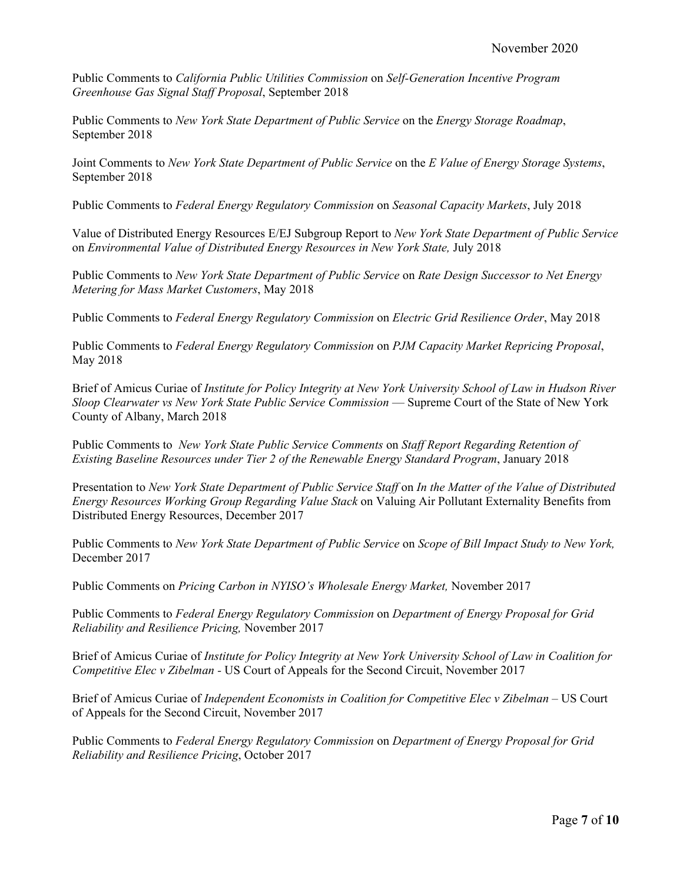Public Comments to *California Public Utilities Commission* on *Self-Generation Incentive Program Greenhouse Gas Signal Staff Proposal*, September 2018

Public Comments to *New York State Department of Public Service* on the *Energy Storage Roadmap*, September 2018

Joint Comments to *New York State Department of Public Service* on the *E Value of Energy Storage Systems*, September 2018

Public Comments to *Federal Energy Regulatory Commission* on *Seasonal Capacity Markets*, July 2018

Value of Distributed Energy Resources E/EJ Subgroup Report to *New York State Department of Public Service* on *Environmental Value of Distributed Energy Resources in New York State,* July 2018

Public Comments to *New York State Department of Public Service* on *Rate Design Successor to Net Energy Metering for Mass Market Customers*, May 2018

Public Comments to *Federal Energy Regulatory Commission* on *Electric Grid Resilience Order*, May 2018

Public Comments to *Federal Energy Regulatory Commission* on *PJM Capacity Market Repricing Proposal*, May 2018

Brief of Amicus Curiae of *Institute for Policy Integrity at New York University School of Law in Hudson River Sloop Clearwater vs New York State Public Service Commission* — Supreme Court of the State of New York County of Albany, March 2018

Public Comments to *New York State Public Service Comments* on *Staff Report Regarding Retention of Existing Baseline Resources under Tier 2 of the Renewable Energy Standard Program*, January 2018

Presentation to *New York State Department of Public Service Staff* on *In the Matter of the Value of Distributed Energy Resources Working Group Regarding Value Stack* on Valuing Air Pollutant Externality Benefits from Distributed Energy Resources, December 2017

Public Comments to *New York State Department of Public Service* on *Scope of Bill Impact Study to New York,* December 2017

Public Comments on *Pricing Carbon in NYISO's Wholesale Energy Market,* November 2017

Public Comments to *Federal Energy Regulatory Commission* on *Department of Energy Proposal for Grid Reliability and Resilience Pricing,* November 2017

Brief of Amicus Curiae of *Institute for Policy Integrity at New York University School of Law in Coalition for Competitive Elec v Zibelman* - US Court of Appeals for the Second Circuit, November 2017

Brief of Amicus Curiae of *Independent Economists in Coalition for Competitive Elec v Zibelman* – US Court of Appeals for the Second Circuit, November 2017

Public Comments to *Federal Energy Regulatory Commission* on *Department of Energy Proposal for Grid Reliability and Resilience Pricing*, October 2017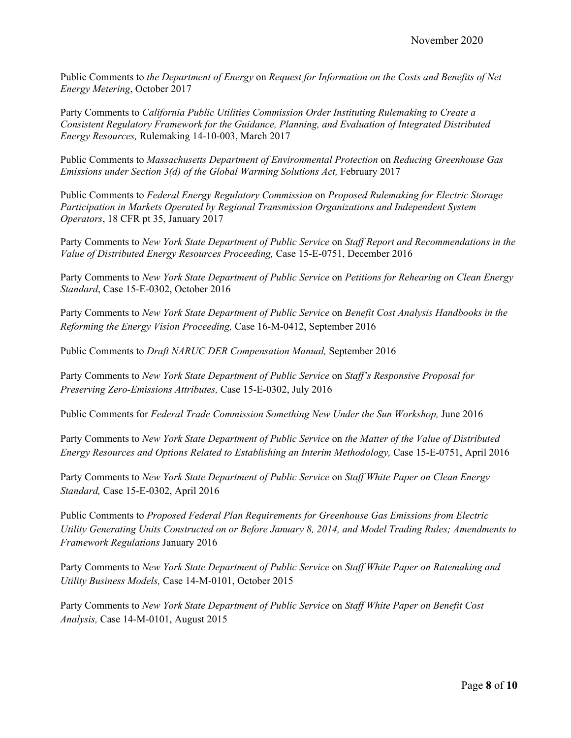Public Comments to *the Department of Energy* on *Request for Information on the Costs and Benefits of Net Energy Metering*, October 2017

Party Comments to *California Public Utilities Commission Order Instituting Rulemaking to Create a Consistent Regulatory Framework for the Guidance, Planning, and Evaluation of Integrated Distributed Energy Resources,* Rulemaking 14-10-003, March 2017

Public Comments to *Massachusetts Department of Environmental Protection* on *Reducing Greenhouse Gas Emissions under Section 3(d) of the Global Warming Solutions Act,* February 2017

Public Comments to *Federal Energy Regulatory Commission* on *Proposed Rulemaking for Electric Storage Participation in Markets Operated by Regional Transmission Organizations and Independent System Operators*, 18 CFR pt 35, January 2017

Party Comments to *New York State Department of Public Service* on *Staff Report and Recommendations in the Value of Distributed Energy Resources Proceeding,* Case 15-E-0751, December 2016

Party Comments to *New York State Department of Public Service* on *Petitions for Rehearing on Clean Energy Standard*, Case 15-E-0302, October 2016

Party Comments to *New York State Department of Public Service* on *Benefit Cost Analysis Handbooks in the Reforming the Energy Vision Proceeding,* Case 16-M-0412, September 2016

Public Comments to *Draft NARUC DER Compensation Manual,* September 2016

Party Comments to *New York State Department of Public Service* on *Staff's Responsive Proposal for Preserving Zero-Emissions Attributes,* Case 15-E-0302, July 2016

Public Comments for *Federal Trade Commission Something New Under the Sun Workshop,* June 2016

Party Comments to *New York State Department of Public Service* on *the Matter of the Value of Distributed Energy Resources and Options Related to Establishing an Interim Methodology,* Case 15-E-0751, April 2016

Party Comments to *New York State Department of Public Service* on *Staff White Paper on Clean Energy Standard,* Case 15-E-0302, April 2016

Public Comments to *Proposed Federal Plan Requirements for Greenhouse Gas Emissions from Electric Utility Generating Units Constructed on or Before January 8, 2014, and Model Trading Rules; Amendments to Framework Regulations* January 2016

Party Comments to *New York State Department of Public Service* on *Staff White Paper on Ratemaking and Utility Business Models,* Case 14-M-0101, October 2015

Party Comments to *New York State Department of Public Service* on *Staff White Paper on Benefit Cost Analysis,* Case 14-M-0101, August 2015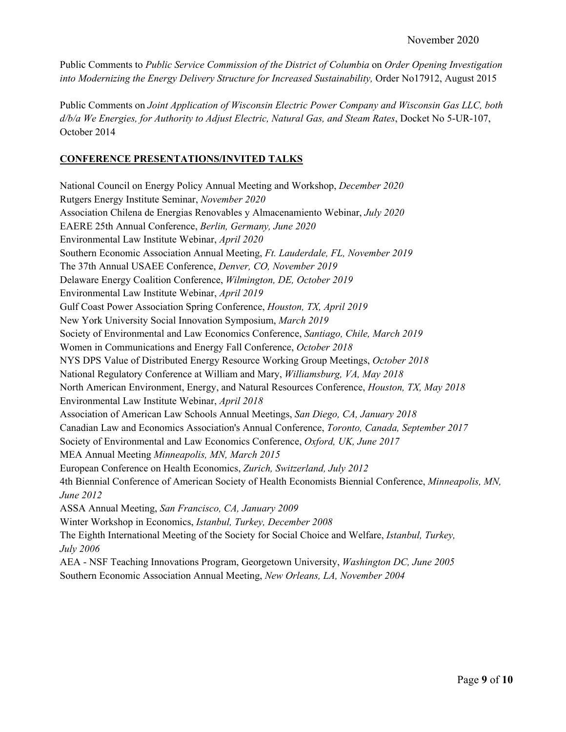Public Comments to *Public Service Commission of the District of Columbia* on *Order Opening Investigation into Modernizing the Energy Delivery Structure for Increased Sustainability,* Order No17912, August 2015

Public Comments on *Joint Application of Wisconsin Electric Power Company and Wisconsin Gas LLC, both d/b/a We Energies, for Authority to Adjust Electric, Natural Gas, and Steam Rates*, Docket No 5-UR-107, October 2014

## CONFERENCE PRESENTATIONS/INVITED TALKS

National Council on Energy Policy Annual Meeting and Workshop, *December 2020*
Rutgers Energy Institute Seminar, *November 2020*
Association Chilena de Energias Renovables y Almacenamiento Webinar, *July 2020*
EAERE 25th Annual Conference, *Berlin, Germany, June 2020*
Environmental Law Institute Webinar, *April 2020*
Southern Economic Association Annual Meeting, *Ft. Lauderdale, FL, November 2019*
The 37th Annual USAEE Conference, *Denver, CO, November 2019*
Delaware Energy Coalition Conference, *Wilmington, DE, October 2019*
Environmental Law Institute Webinar, *April 2019*
Gulf Coast Power Association Spring Conference, *Houston, TX, April 2019*
New York University Social Innovation Symposium, *March 2019*
Society of Environmental and Law Economics Conference, *Santiago, Chile, March 2019*
Women in Communications and Energy Fall Conference, *October 2018*
NYS DPS Value of Distributed Energy Resource Working Group Meetings, *October 2018*
National Regulatory Conference at William and Mary, *Williamsburg, VA, May 2018*
North American Environment, Energy, and Natural Resources Conference, *Houston, TX, May 2018*
Environmental Law Institute Webinar, *April 2018*
Association of American Law Schools Annual Meetings, *San Diego, CA, January 2018*
Canadian Law and Economics Association's Annual Conference, *Toronto, Canada, September 2017*
Society of Environmental and Law Economics Conference, *Oxford, UK, June 2017*
MEA Annual Meeting *Minneapolis, MN, March 2015*
European Conference on Health Economics, *Zurich, Switzerland, July 2012*
4th Biennial Conference of American Society of Health Economists Biennial Conference, *Minneapolis, MN, June 2012*
ASSA Annual Meeting, *San Francisco, CA, January 2009*
Winter Workshop in Economics, *Istanbul, Turkey, December 2008*
The Eighth International Meeting of the Society for Social Choice and Welfare, *Istanbul, Turkey, July 2006*
AEA - NSF Teaching Innovations Program, Georgetown University, *Washington DC, June 2005*
Southern Economic Association Annual Meeting, *New Orleans, LA, November 2004*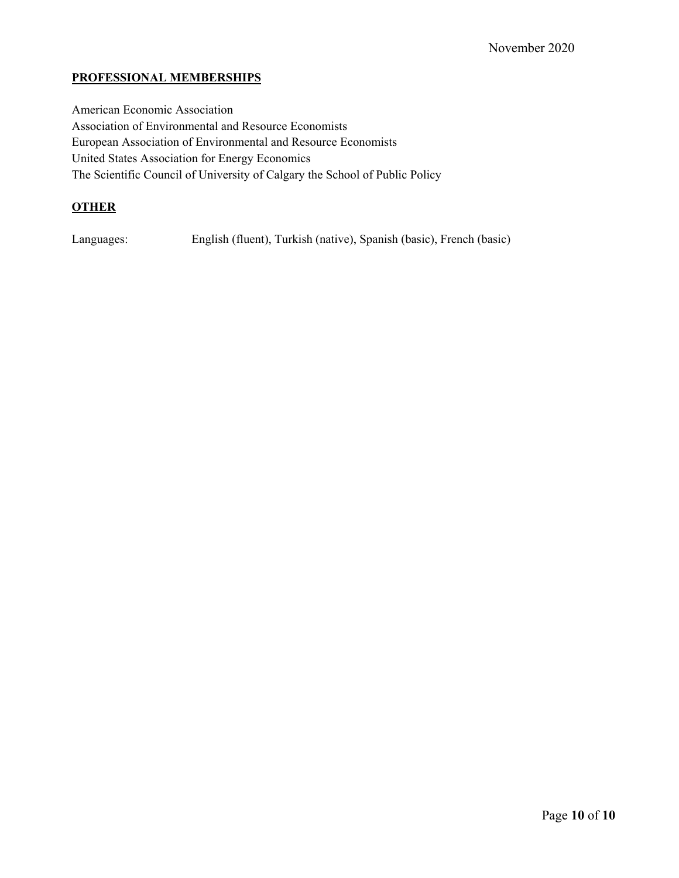## PROFESSIONAL MEMBERSHIPS

American Economic Association
Association of Environmental and Resource Economists
European Association of Environmental and Resource Economists
United States Association for Energy Economics
The Scientific Council of University of Calgary the School of Public Policy

## OTHER

Languages: English (fluent), Turkish (native), Spanish (basic), French (basic)